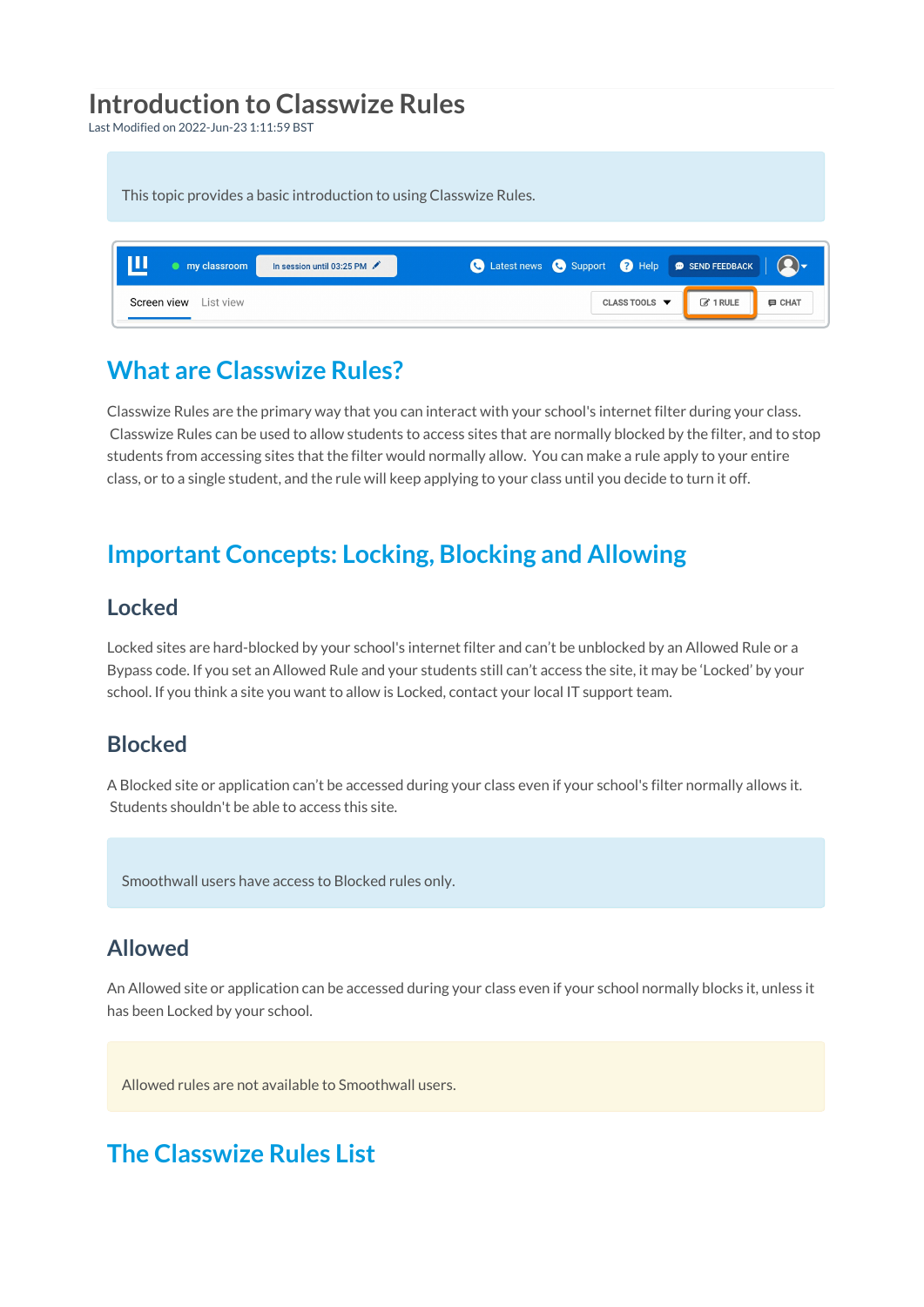# Introduction to Classwize Rules

Last Modified on 2022-Jun-23 1:11:59 BST

This topic provides a basic introduction to using Classwize Rules.

## What are Classwize Rules?

Classwize Rules are the primary way that you can interact with your school's internet filter during your class. Classwize Rules can be used to allow students to access sites that are normally blocked by the filter, and to stop students from accessing sites that the filter would normally allow. You can make a rule apply to your entire class, or to a single student, and the rule will keep applying to your class until you decide to turn it off.

## Important Concepts: Locking, Blocking and Allowing

### Locked

Locked sites are hard-blocked by your school's internet filter and can't be unblocked by an Allowed Rule or a Bypass code. If you set an Allowed Rule and your students still can't access the site, it may be 'Locked' by your school. If you think a site you want to allow is Locked, contact your local IT support team.

### Blocked

A Blocked site or application can't be accessed during your class even if your school's filter normally allows it. Students shouldn't be able to access this site.

Smoothwall users have access to Blocked rules only.

### Allowed

An Allowed site or application can be accessed during your class even if your school normally blocks it, unless it has been Locked by your school.

Allowed rules are not available to Smoothwall users.

## The Classwize Rules List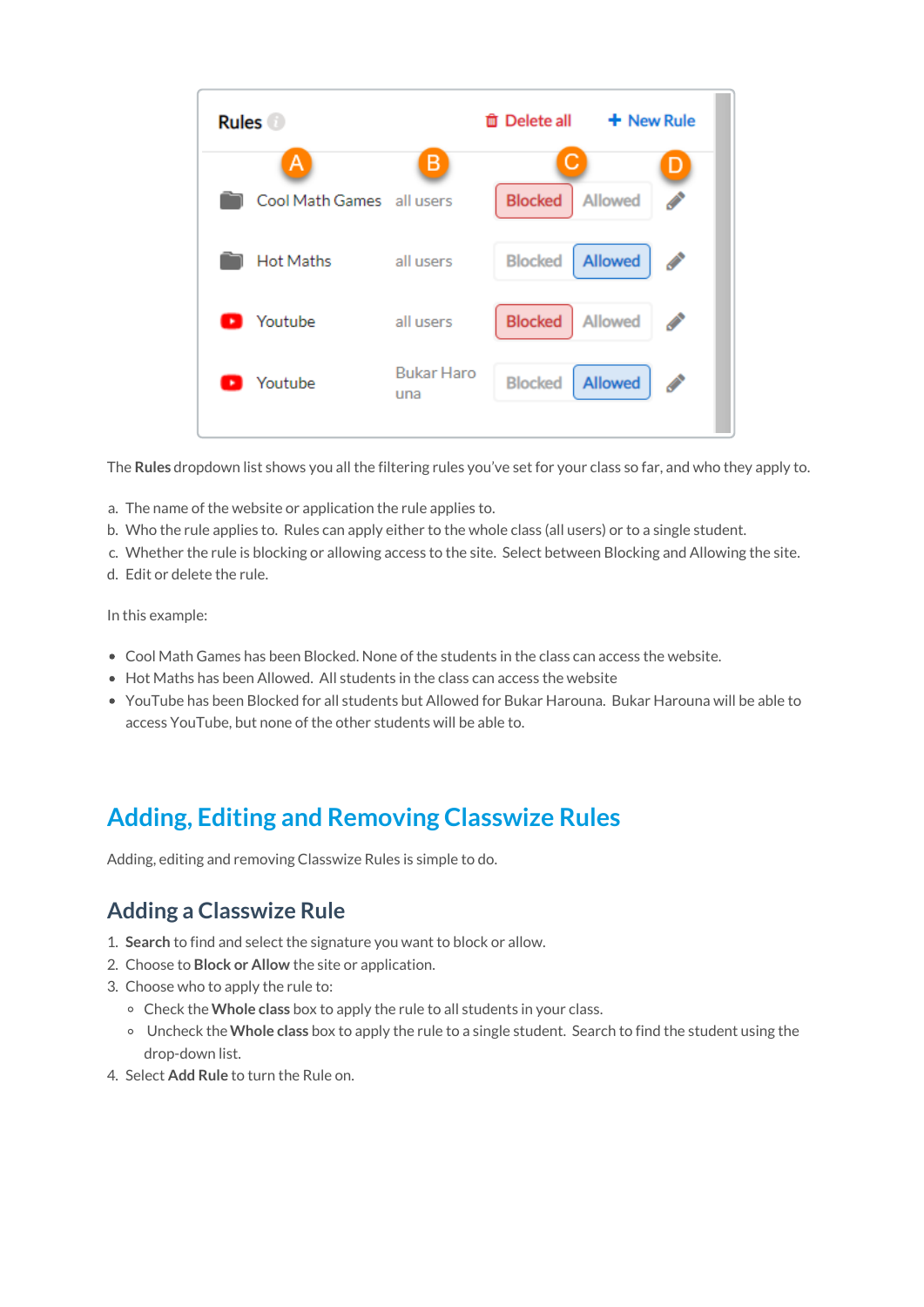The **Rules** dropdown list shows you all the filtering rules you've set for your class so far, and who they apply to.

a. The name of the website or application the rule applies to.
b. Who the rule applies to. Rules can apply either to the whole class (all users) or to a single student.
c. Whether the rule is blocking or allowing access to the site. Select between Blocking and Allowing the site.
d. Edit or delete the rule.

In this example:

- Cool Math Games has been Blocked. None of the students in the class can access the website.
- Hot Maths has been Allowed. All students in the class can access the website
- YouTube has been Blocked for all students but Allowed for Bukar Harouna. Bukar Harouna will be able to access YouTube, but none of the other students will be able to.

# Adding, Editing and Removing Classwize Rules

Adding, editing and removing Classwize Rules is simple to do.

## Adding a Classwize Rule

1. **Search** to find and select the signature you want to block or allow.
2. Choose to **Block or Allow** the site or application.
3. Choose who to apply the rule to:
   - Check the **Whole class** box to apply the rule to all students in your class.
   - Uncheck the **Whole class** box to apply the rule to a single student. Search to find the student using the drop-down list.
4. Select **Add Rule** to turn the Rule on.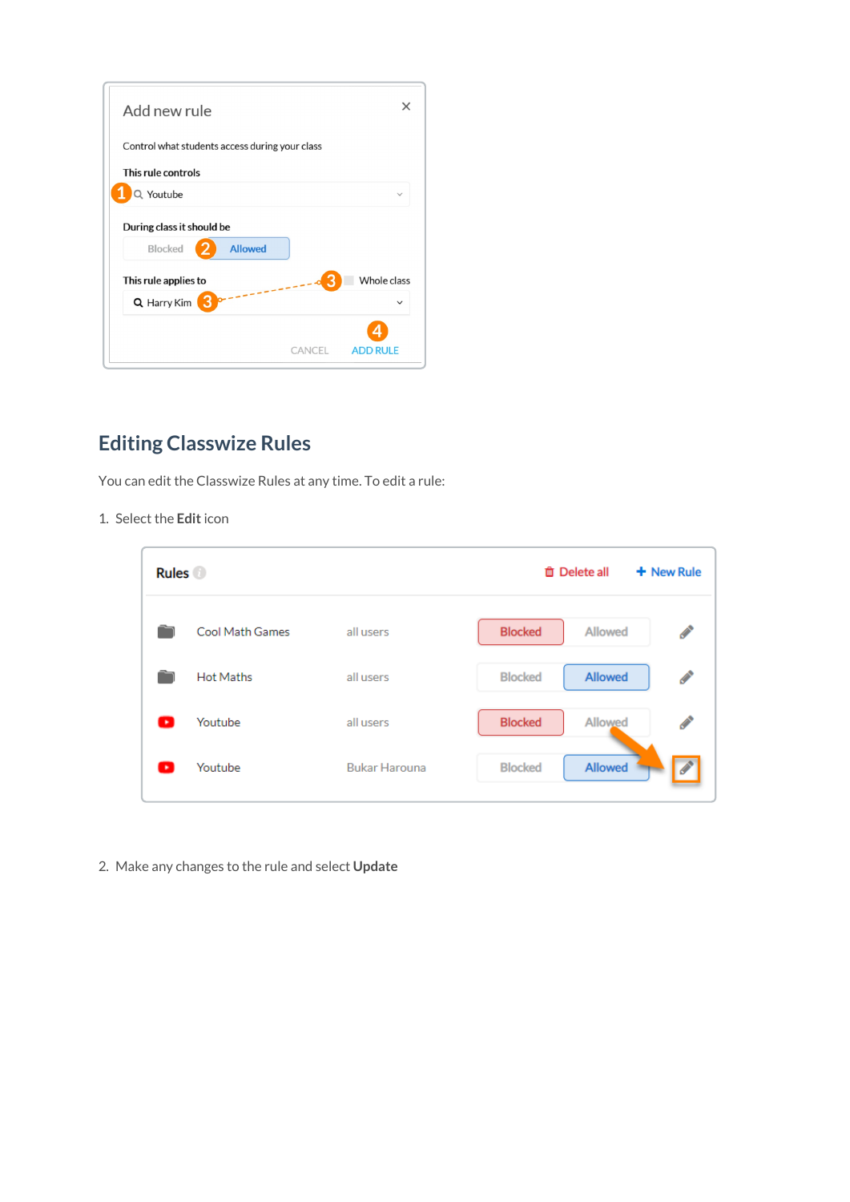## Editing Classwize Rules

You can edit the Classwize Rules at any time. To edit a rule:

1. Select the **Edit** icon

2. Make any changes to the rule and select **Update**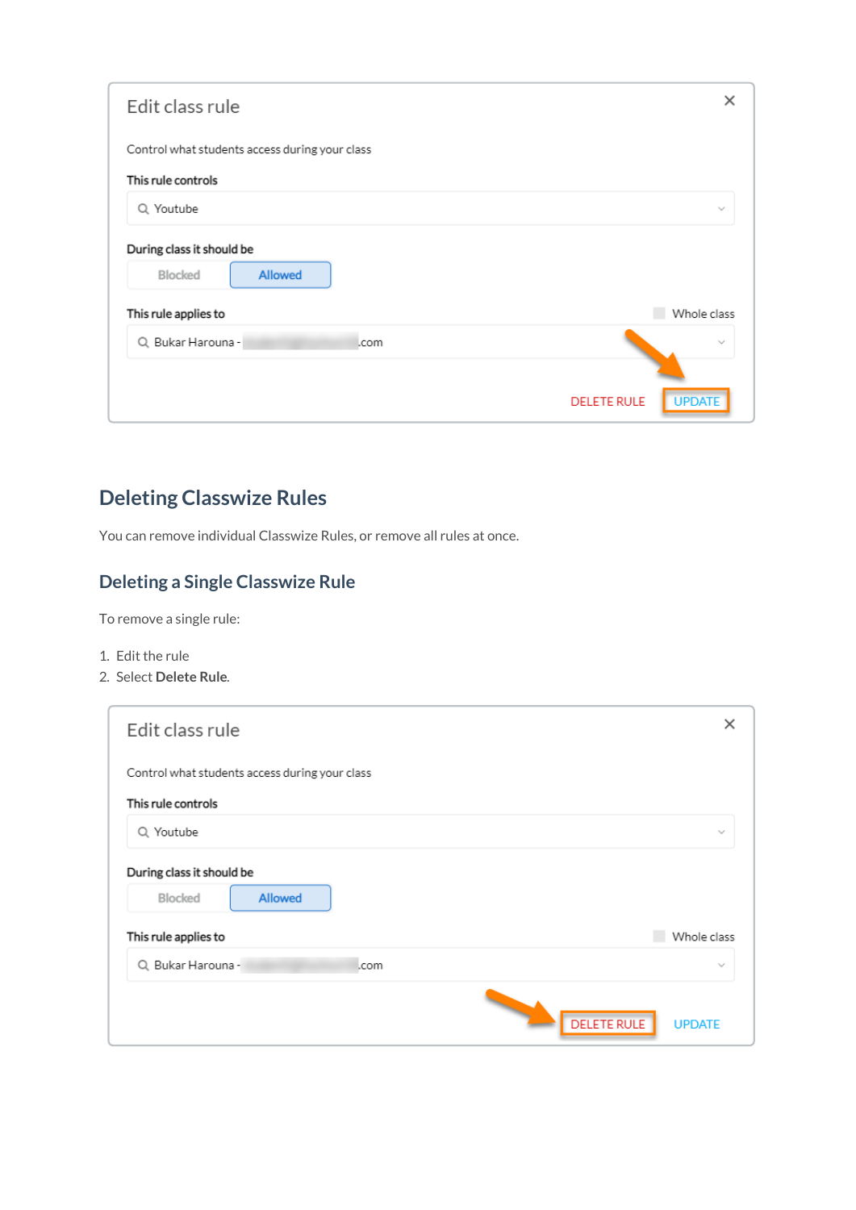## Deleting Classwize Rules

You can remove individual Classwize Rules, or remove all rules at once.

### Deleting a Single Classwize Rule

To remove a single rule:

1. Edit the rule
2. Select **Delete Rule**.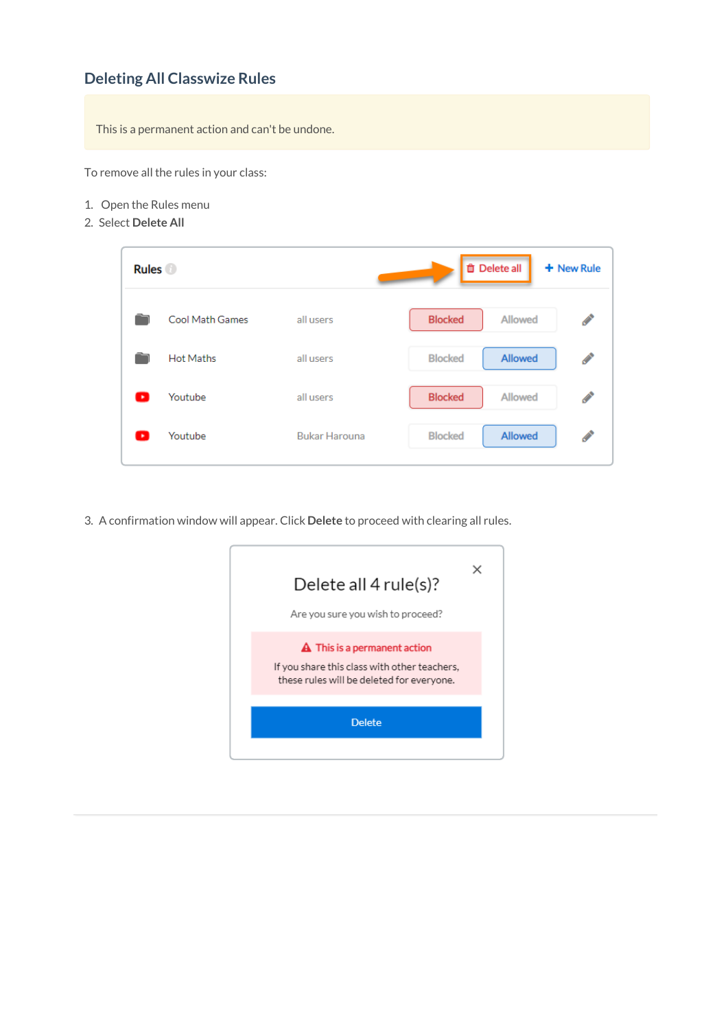## Deleting All Classwize Rules

This is a permanent action and can't be undone.

To remove all the rules in your class:

1. Open the Rules menu
2. Select **Delete All**

3. A confirmation window will appear. Click **Delete** to proceed with clearing all rules.